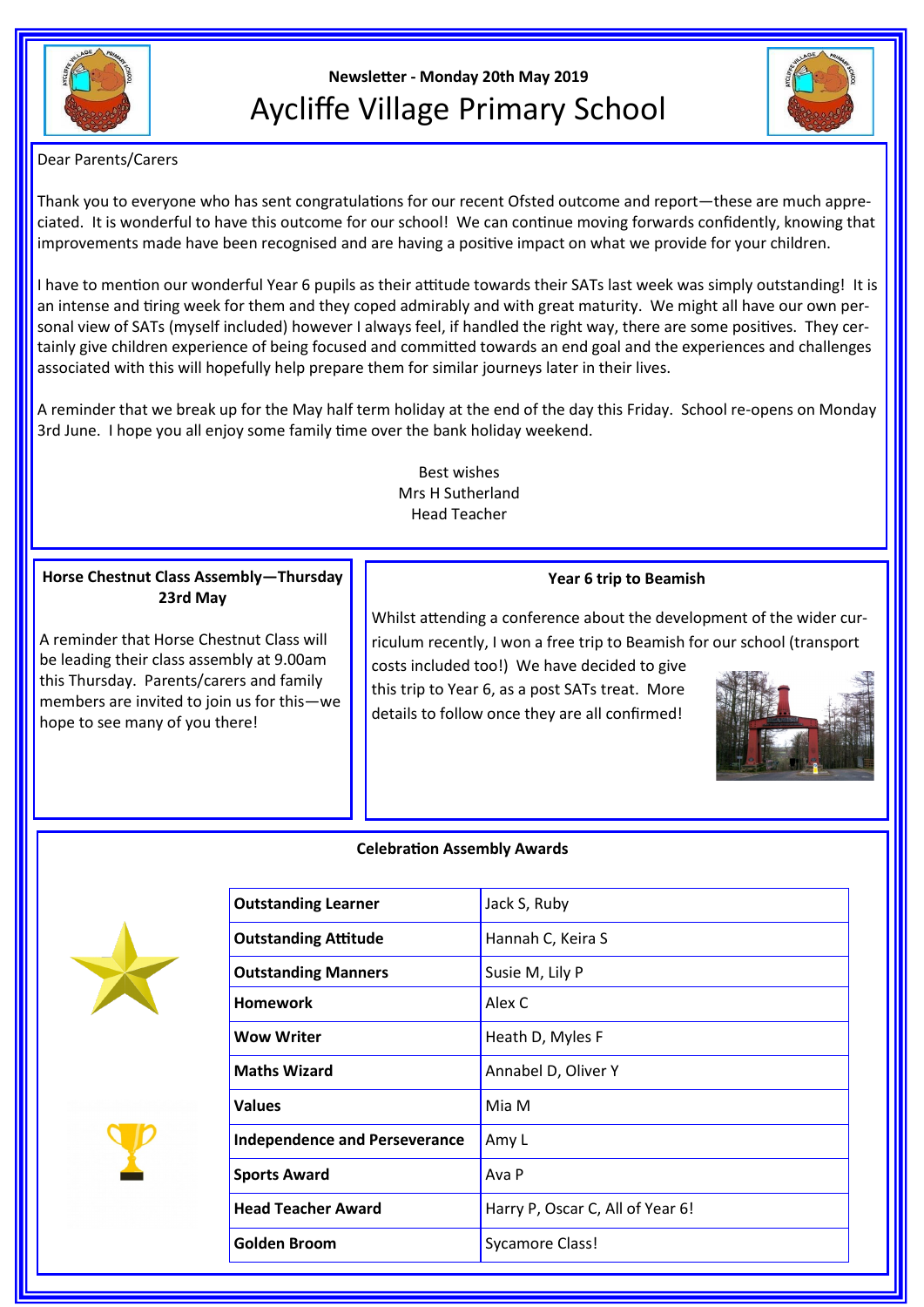Newsletter - Monday 20th May 2019

# Aycliffe Village Primary School

Dear Parents/Carers

Thank you to everyone who has sent congratulations for our recent Ofsted outcome and report—these are much appreciated. It is wonderful to have this outcome for our school! We can continue moving forwards confidently, knowing that improvements made have been recognised and are having a positive impact on what we provide for your children.

I have to mention our wonderful Year 6 pupils as their attitude towards their SATs last week was simply outstanding! It is an intense and tiring week for them and they coped admirably and with great maturity. We might all have our own personal view of SATs (myself included) however I always feel, if handled the right way, there are some positives. They certainly give children experience of being focused and committed towards an end goal and the experiences and challenges associated with this will hopefully help prepare them for similar journeys later in their lives.

A reminder that we break up for the May half term holiday at the end of the day this Friday. School re-opens on Monday 3rd June. I hope you all enjoy some family time over the bank holiday weekend.

Best wishes
Mrs H Sutherland
Head Teacher

**Horse Chestnut Class Assembly—Thursday 23rd May**

A reminder that Horse Chestnut Class will be leading their class assembly at 9.00am this Thursday. Parents/carers and family members are invited to join us for this—we hope to see many of you there!

**Year 6 trip to Beamish**

Whilst attending a conference about the development of the wider curriculum recently, I won a free trip to Beamish for our school (transport costs included too!) We have decided to give this trip to Year 6, as a post SATs treat. More details to follow once they are all confirmed!

**Celebration Assembly Awards**

| Award | Recipients |
|---|---|
| **Outstanding Learner** | Jack S, Ruby |
| **Outstanding Attitude** | Hannah C, Keira S |
| **Outstanding Manners** | Susie M, Lily P |
| **Homework** | Alex C |
| **Wow Writer** | Heath D, Myles F |
| **Maths Wizard** | Annabel D, Oliver Y |
| **Values** | Mia M |
| **Independence and Perseverance** | Amy L |
| **Sports Award** | Ava P |
| **Head Teacher Award** | Harry P, Oscar C, All of Year 6! |
| **Golden Broom** | Sycamore Class! |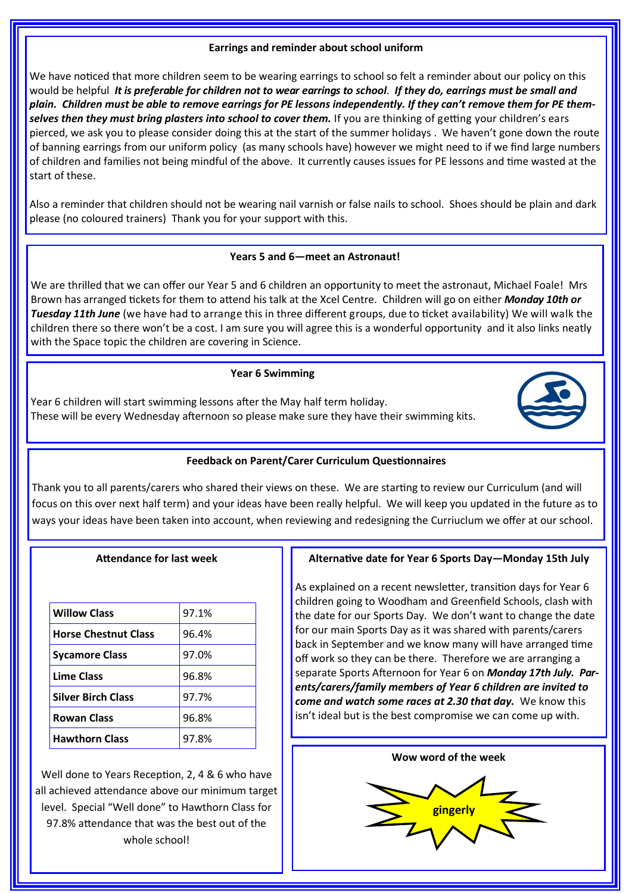## Earrings and reminder about school uniform

We have noticed that more children seem to be wearing earrings to school so felt a reminder about our policy on this would be helpful ***It is preferable for children not to wear earrings to school**. **If they do, earrings must be small and plain. Children must be able to remove earrings for PE lessons independently. If they can't remove them for PE themselves then they must bring plasters into school to cover them.*** If you are thinking of getting your children's ears pierced, we ask you to please consider doing this at the start of the summer holidays . We haven't gone down the route of banning earrings from our uniform policy (as many schools have) however we might need to if we find large numbers of children and families not being mindful of the above. It currently causes issues for PE lessons and time wasted at the start of these.

Also a reminder that children should not be wearing nail varnish or false nails to school. Shoes should be plain and dark please (no coloured trainers) Thank you for your support with this.

## Years 5 and 6—meet an Astronaut!

We are thrilled that we can offer our Year 5 and 6 children an opportunity to meet the astronaut, Michael Foale! Mrs Brown has arranged tickets for them to attend his talk at the Xcel Centre. Children will go on either ***Monday 10th or Tuesday 11th June*** (we have had to arrange this in three different groups, due to ticket availability) We will walk the children there so there won't be a cost. I am sure you will agree this is a wonderful opportunity and it also links neatly with the Space topic the children are covering in Science.

## Year 6 Swimming

Year 6 children will start swimming lessons after the May half term holiday.
These will be every Wednesday afternoon so please make sure they have their swimming kits.

## Feedback on Parent/Carer Curriculum Questionnaires

Thank you to all parents/carers who shared their views on these. We are starting to review our Curriculum (and will focus on this over next half term) and your ideas have been really helpful. We will keep you updated in the future as to ways your ideas have been taken into account, when reviewing and redesigning the Curriuclum we offer at our school.

## Attendance for last week

| | |
|---|---|
| **Willow Class** | 97.1% |
| **Horse Chestnut Class** | 96.4% |
| **Sycamore Class** | 97.0% |
| **Lime Class** | 96.8% |
| **Silver Birch Class** | 97.7% |
| **Rowan Class** | 96.8% |
| **Hawthorn Class** | 97.8% |

Well done to Years Reception, 2, 4 & 6 who have all achieved attendance above our minimum target level. Special "Well done" to Hawthorn Class for 97.8% attendance that was the best out of the whole school!

## Alternative date for Year 6 Sports Day—Monday 15th July

As explained on a recent newsletter, transition days for Year 6 children going to Woodham and Greenfield Schools, clash with the date for our Sports Day. We don't want to change the date for our main Sports Day as it was shared with parents/carers back in September and we know many will have arranged time off work so they can be there. Therefore we are arranging a separate Sports Afternoon for Year 6 on ***Monday 17th July. Parents/carers/family members of Year 6 children are invited to come and watch some races at 2.30 that day.*** We know this isn't ideal but is the best compromise we can come up with.

## Wow word of the week

**gingerly**